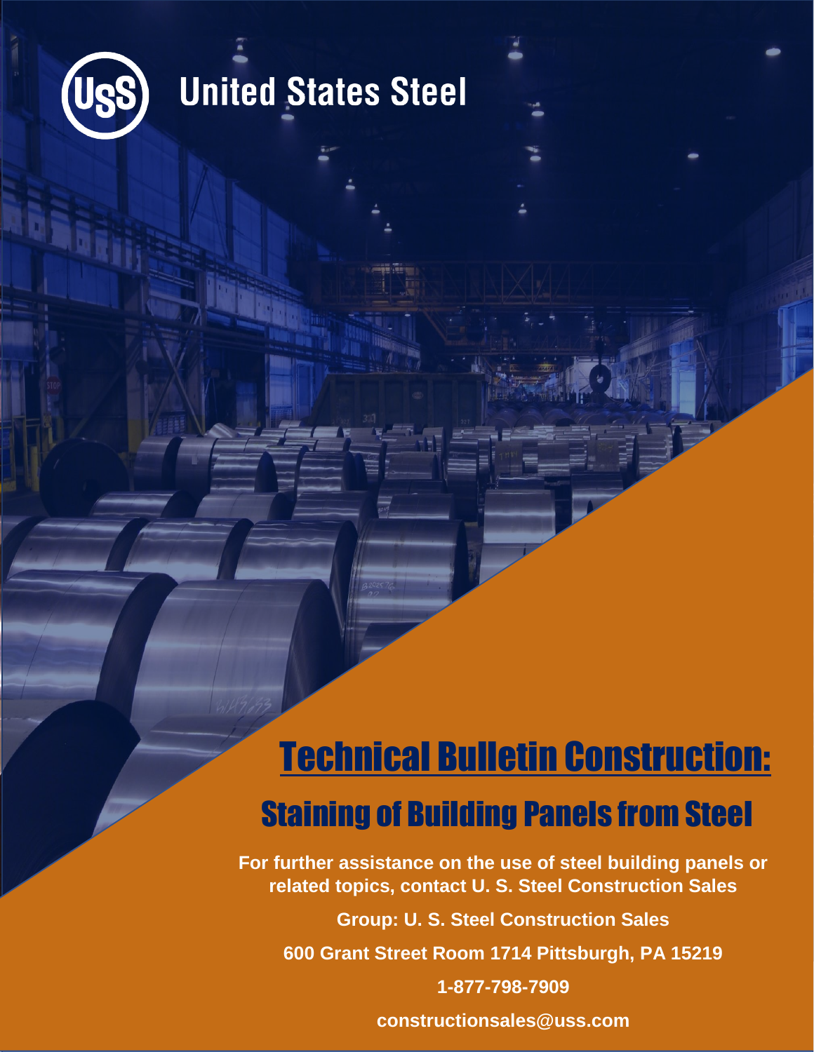United States Steel

# Technical Bulletin Construction:

## Staining of Building Panels from Steel

**For further assistance on the use of steel building panels or related topics, contact U. S. Steel Construction Sales**

**Group: U. S. Steel Construction Sales**

**600 Grant Street Room 1714 Pittsburgh, PA 15219**

**1-877-798-7909**

**constructionsales@uss.com**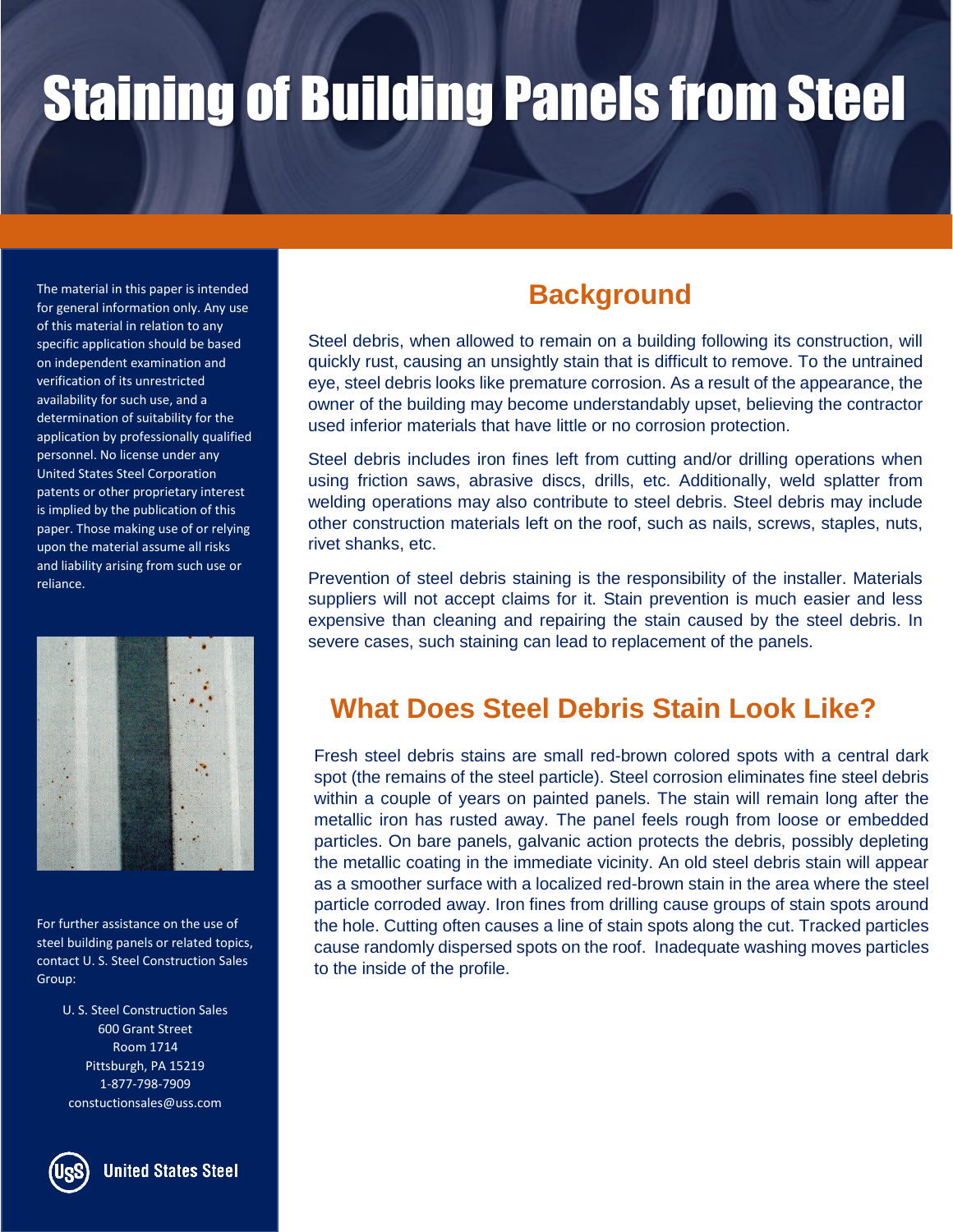# Staining of Building Panels from Steel

The material in this paper is intended for general information only. Any use of this material in relation to any specific application should be based on independent examination and verification of its unrestricted availability for such use, and a determination of suitability for the application by professionally qualified personnel. No license under any United States Steel Corporation patents or other proprietary interest is implied by the publication of this paper. Those making use of or relying upon the material assume all risks and liability arising from such use or reliance.

For further assistance on the use of steel building panels or related topics, contact U. S. Steel Construction Sales Group:

U. S. Steel Construction Sales
600 Grant Street
Room 1714
Pittsburgh, PA 15219
1-877-798-7909
constuctionsales@uss.com

United States Steel

## Background

Steel debris, when allowed to remain on a building following its construction, will quickly rust, causing an unsightly stain that is difficult to remove. To the untrained eye, steel debris looks like premature corrosion. As a result of the appearance, the owner of the building may become understandably upset, believing the contractor used inferior materials that have little or no corrosion protection.

Steel debris includes iron fines left from cutting and/or drilling operations when using friction saws, abrasive discs, drills, etc. Additionally, weld splatter from welding operations may also contribute to steel debris. Steel debris may include other construction materials left on the roof, such as nails, screws, staples, nuts, rivet shanks, etc.

Prevention of steel debris staining is the responsibility of the installer. Materials suppliers will not accept claims for it. Stain prevention is much easier and less expensive than cleaning and repairing the stain caused by the steel debris. In severe cases, such staining can lead to replacement of the panels.

## What Does Steel Debris Stain Look Like?

Fresh steel debris stains are small red-brown colored spots with a central dark spot (the remains of the steel particle). Steel corrosion eliminates fine steel debris within a couple of years on painted panels. The stain will remain long after the metallic iron has rusted away. The panel feels rough from loose or embedded particles. On bare panels, galvanic action protects the debris, possibly depleting the metallic coating in the immediate vicinity. An old steel debris stain will appear as a smoother surface with a localized red-brown stain in the area where the steel particle corroded away. Iron fines from drilling cause groups of stain spots around the hole. Cutting often causes a line of stain spots along the cut. Tracked particles cause randomly dispersed spots on the roof. Inadequate washing moves particles to the inside of the profile.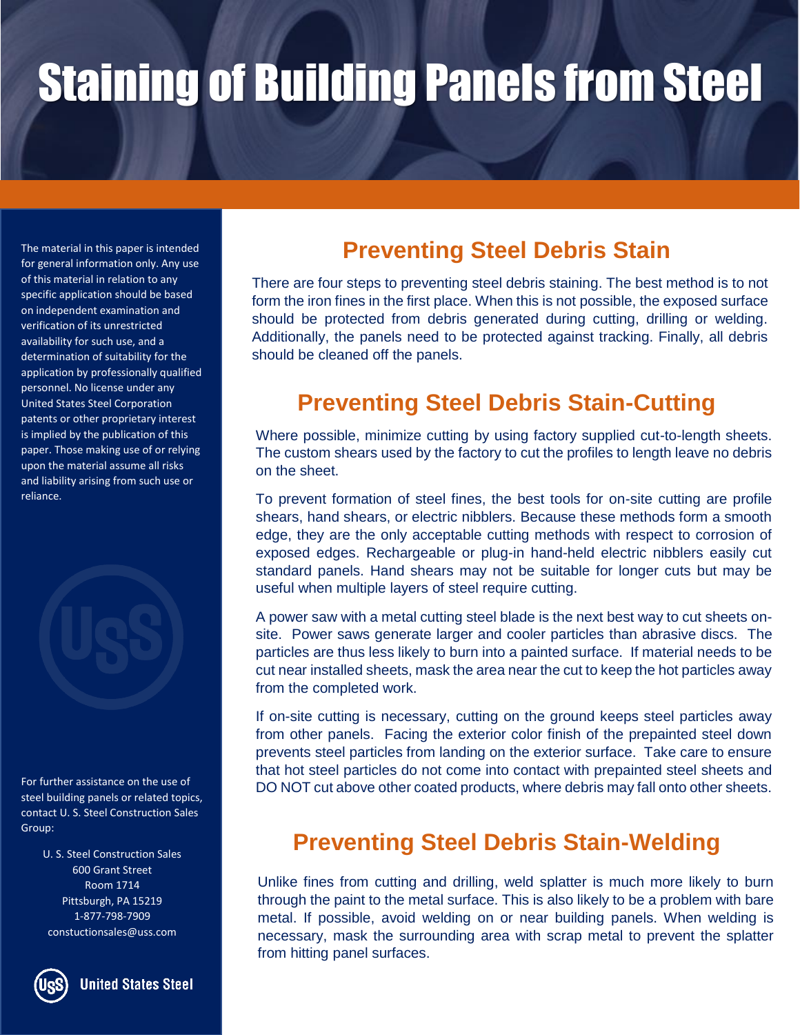# Staining of Building Panels from Steel

The material in this paper is intended for general information only. Any use of this material in relation to any specific application should be based on independent examination and verification of its unrestricted availability for such use, and a determination of suitability for the application by professionally qualified personnel. No license under any United States Steel Corporation patents or other proprietary interest is implied by the publication of this paper. Those making use of or relying upon the material assume all risks and liability arising from such use or reliance.

For further assistance on the use of steel building panels or related topics, contact U. S. Steel Construction Sales Group:

U. S. Steel Construction Sales
600 Grant Street
Room 1714
Pittsburgh, PA 15219
1-877-798-7909
constuctionsales@uss.com

United States Steel

## Preventing Steel Debris Stain

There are four steps to preventing steel debris staining. The best method is to not form the iron fines in the first place. When this is not possible, the exposed surface should be protected from debris generated during cutting, drilling or welding. Additionally, the panels need to be protected against tracking. Finally, all debris should be cleaned off the panels.

## Preventing Steel Debris Stain-Cutting

Where possible, minimize cutting by using factory supplied cut-to-length sheets. The custom shears used by the factory to cut the profiles to length leave no debris on the sheet.

To prevent formation of steel fines, the best tools for on-site cutting are profile shears, hand shears, or electric nibblers. Because these methods form a smooth edge, they are the only acceptable cutting methods with respect to corrosion of exposed edges. Rechargeable or plug-in hand-held electric nibblers easily cut standard panels. Hand shears may not be suitable for longer cuts but may be useful when multiple layers of steel require cutting.

A power saw with a metal cutting steel blade is the next best way to cut sheets on-site. Power saws generate larger and cooler particles than abrasive discs. The particles are thus less likely to burn into a painted surface. If material needs to be cut near installed sheets, mask the area near the cut to keep the hot particles away from the completed work.

If on-site cutting is necessary, cutting on the ground keeps steel particles away from other panels. Facing the exterior color finish of the prepainted steel down prevents steel particles from landing on the exterior surface. Take care to ensure that hot steel particles do not come into contact with prepainted steel sheets and DO NOT cut above other coated products, where debris may fall onto other sheets.

## Preventing Steel Debris Stain-Welding

Unlike fines from cutting and drilling, weld splatter is much more likely to burn through the paint to the metal surface. This is also likely to be a problem with bare metal. If possible, avoid welding on or near building panels. When welding is necessary, mask the surrounding area with scrap metal to prevent the splatter from hitting panel surfaces.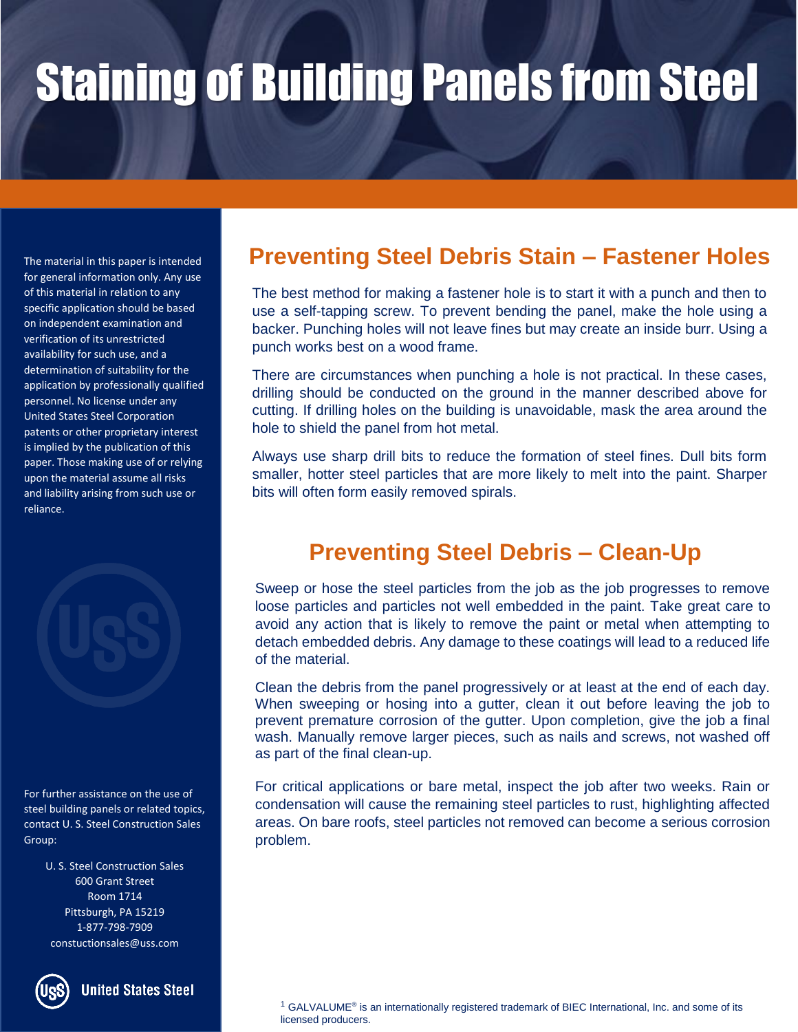# Staining of Building Panels from Steel

The material in this paper is intended for general information only. Any use of this material in relation to any specific application should be based on independent examination and verification of its unrestricted availability for such use, and a determination of suitability for the application by professionally qualified personnel. No license under any United States Steel Corporation patents or other proprietary interest is implied by the publication of this paper. Those making use of or relying upon the material assume all risks and liability arising from such use or reliance.

## Preventing Steel Debris Stain – Fastener Holes

The best method for making a fastener hole is to start it with a punch and then to use a self-tapping screw. To prevent bending the panel, make the hole using a backer. Punching holes will not leave fines but may create an inside burr. Using a punch works best on a wood frame.

There are circumstances when punching a hole is not practical. In these cases, drilling should be conducted on the ground in the manner described above for cutting. If drilling holes on the building is unavoidable, mask the area around the hole to shield the panel from hot metal.

Always use sharp drill bits to reduce the formation of steel fines. Dull bits form smaller, hotter steel particles that are more likely to melt into the paint. Sharper bits will often form easily removed spirals.

## Preventing Steel Debris – Clean-Up

Sweep or hose the steel particles from the job as the job progresses to remove loose particles and particles not well embedded in the paint. Take great care to avoid any action that is likely to remove the paint or metal when attempting to detach embedded debris. Any damage to these coatings will lead to a reduced life of the material.

Clean the debris from the panel progressively or at least at the end of each day. When sweeping or hosing into a gutter, clean it out before leaving the job to prevent premature corrosion of the gutter. Upon completion, give the job a final wash. Manually remove larger pieces, such as nails and screws, not washed off as part of the final clean-up.

For critical applications or bare metal, inspect the job after two weeks. Rain or condensation will cause the remaining steel particles to rust, highlighting affected areas. On bare roofs, steel particles not removed can become a serious corrosion problem.

For further assistance on the use of steel building panels or related topics, contact U. S. Steel Construction Sales Group:

U. S. Steel Construction Sales
600 Grant Street
Room 1714
Pittsburgh, PA 15219
1-877-798-7909
constuctionsales@uss.com

United States Steel

[1] GALVALUME® is an internationally registered trademark of BIEC International, Inc. and some of its licensed producers.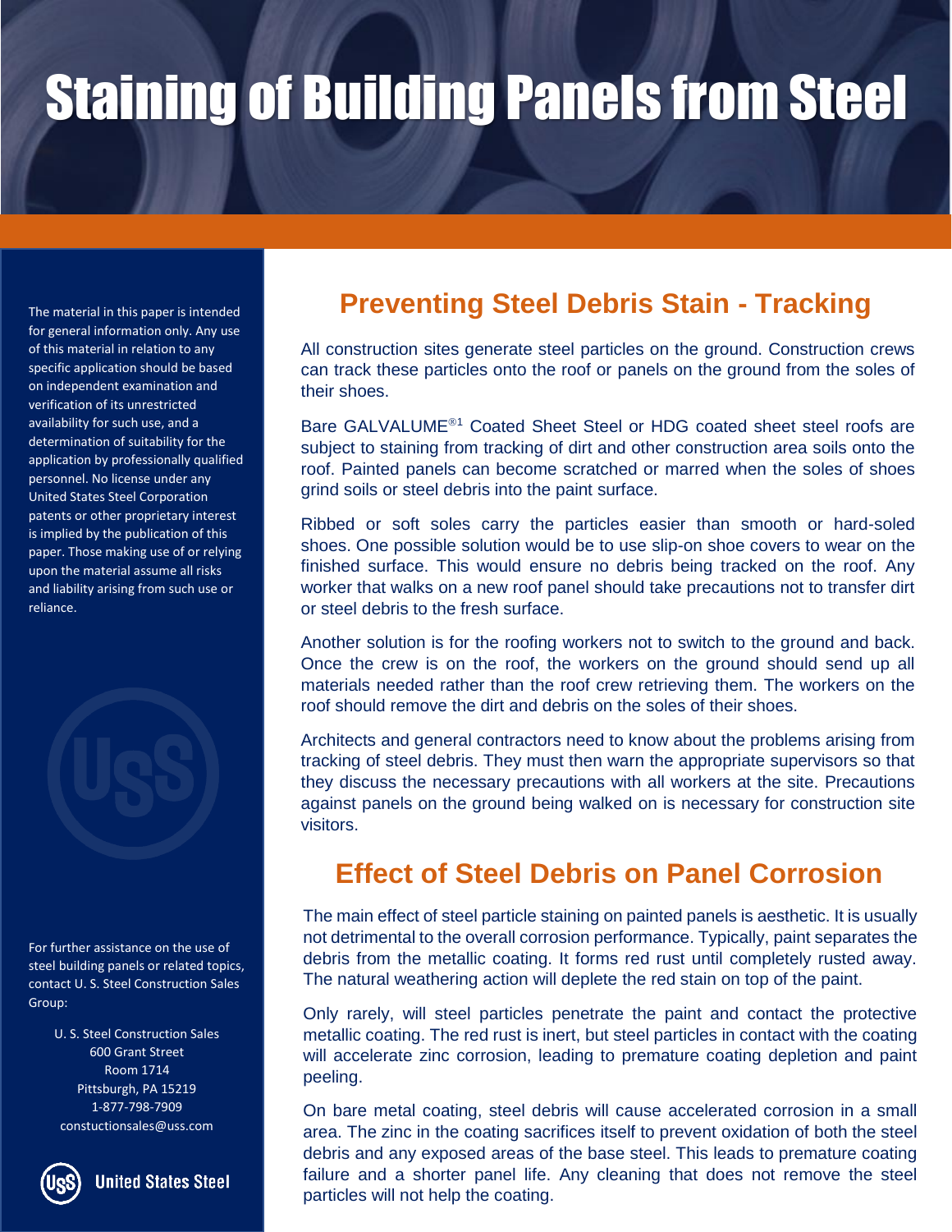# Staining of Building Panels from Steel

The material in this paper is intended for general information only. Any use of this material in relation to any specific application should be based on independent examination and verification of its unrestricted availability for such use, and a determination of suitability for the application by professionally qualified personnel. No license under any United States Steel Corporation patents or other proprietary interest is implied by the publication of this paper. Those making use of or relying upon the material assume all risks and liability arising from such use or reliance.

For further assistance on the use of steel building panels or related topics, contact U. S. Steel Construction Sales Group:

U. S. Steel Construction Sales
600 Grant Street
Room 1714
Pittsburgh, PA 15219
1-877-798-7909
constuctionsales@uss.com

## Preventing Steel Debris Stain - Tracking

All construction sites generate steel particles on the ground. Construction crews can track these particles onto the roof or panels on the ground from the soles of their shoes.

Bare GALVALUME®[1] Coated Sheet Steel or HDG coated sheet steel roofs are subject to staining from tracking of dirt and other construction area soils onto the roof. Painted panels can become scratched or marred when the soles of shoes grind soils or steel debris into the paint surface.

Ribbed or soft soles carry the particles easier than smooth or hard-soled shoes. One possible solution would be to use slip-on shoe covers to wear on the finished surface. This would ensure no debris being tracked on the roof. Any worker that walks on a new roof panel should take precautions not to transfer dirt or steel debris to the fresh surface.

Another solution is for the roofing workers not to switch to the ground and back. Once the crew is on the roof, the workers on the ground should send up all materials needed rather than the roof crew retrieving them. The workers on the roof should remove the dirt and debris on the soles of their shoes.

Architects and general contractors need to know about the problems arising from tracking of steel debris. They must then warn the appropriate supervisors so that they discuss the necessary precautions with all workers at the site. Precautions against panels on the ground being walked on is necessary for construction site visitors.

## Effect of Steel Debris on Panel Corrosion

The main effect of steel particle staining on painted panels is aesthetic. It is usually not detrimental to the overall corrosion performance. Typically, paint separates the debris from the metallic coating. It forms red rust until completely rusted away. The natural weathering action will deplete the red stain on top of the paint.

Only rarely, will steel particles penetrate the paint and contact the protective metallic coating. The red rust is inert, but steel particles in contact with the coating will accelerate zinc corrosion, leading to premature coating depletion and paint peeling.

On bare metal coating, steel debris will cause accelerated corrosion in a small area. The zinc in the coating sacrifices itself to prevent oxidation of both the steel debris and any exposed areas of the base steel. This leads to premature coating failure and a shorter panel life. Any cleaning that does not remove the steel particles will not help the coating.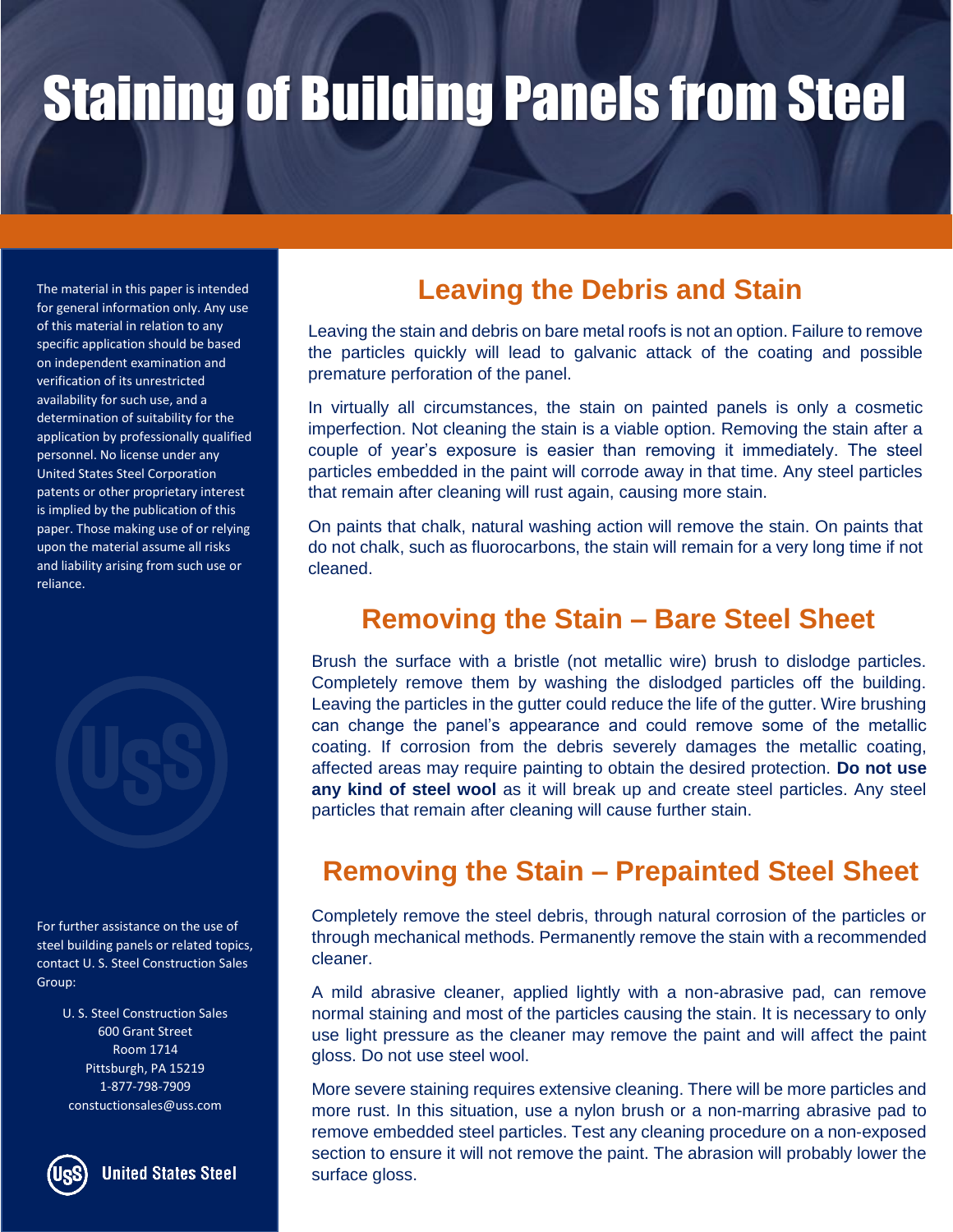# Staining of Building Panels from Steel

## Leaving the Debris and Stain

Leaving the stain and debris on bare metal roofs is not an option. Failure to remove the particles quickly will lead to galvanic attack of the coating and possible premature perforation of the panel.

In virtually all circumstances, the stain on painted panels is only a cosmetic imperfection. Not cleaning the stain is a viable option. Removing the stain after a couple of year's exposure is easier than removing it immediately. The steel particles embedded in the paint will corrode away in that time. Any steel particles that remain after cleaning will rust again, causing more stain.

On paints that chalk, natural washing action will remove the stain. On paints that do not chalk, such as fluorocarbons, the stain will remain for a very long time if not cleaned.

## Removing the Stain – Bare Steel Sheet

Brush the surface with a bristle (not metallic wire) brush to dislodge particles. Completely remove them by washing the dislodged particles off the building. Leaving the particles in the gutter could reduce the life of the gutter. Wire brushing can change the panel's appearance and could remove some of the metallic coating. If corrosion from the debris severely damages the metallic coating, affected areas may require painting to obtain the desired protection. **Do not use any kind of steel wool** as it will break up and create steel particles. Any steel particles that remain after cleaning will cause further stain.

## Removing the Stain – Prepainted Steel Sheet

Completely remove the steel debris, through natural corrosion of the particles or through mechanical methods. Permanently remove the stain with a recommended cleaner.

A mild abrasive cleaner, applied lightly with a non-abrasive pad, can remove normal staining and most of the particles causing the stain. It is necessary to only use light pressure as the cleaner may remove the paint and will affect the paint gloss. Do not use steel wool.

More severe staining requires extensive cleaning. There will be more particles and more rust. In this situation, use a nylon brush or a non-marring abrasive pad to remove embedded steel particles. Test any cleaning procedure on a non-exposed section to ensure it will not remove the paint. The abrasion will probably lower the surface gloss.

The material in this paper is intended for general information only. Any use of this material in relation to any specific application should be based on independent examination and verification of its unrestricted availability for such use, and a determination of suitability for the application by professionally qualified personnel. No license under any United States Steel Corporation patents or other proprietary interest is implied by the publication of this paper. Those making use of or relying upon the material assume all risks and liability arising from such use or reliance.

For further assistance on the use of steel building panels or related topics, contact U. S. Steel Construction Sales Group:

U. S. Steel Construction Sales
600 Grant Street
Room 1714
Pittsburgh, PA 15219
1-877-798-7909
constuctionsales@uss.com

United States Steel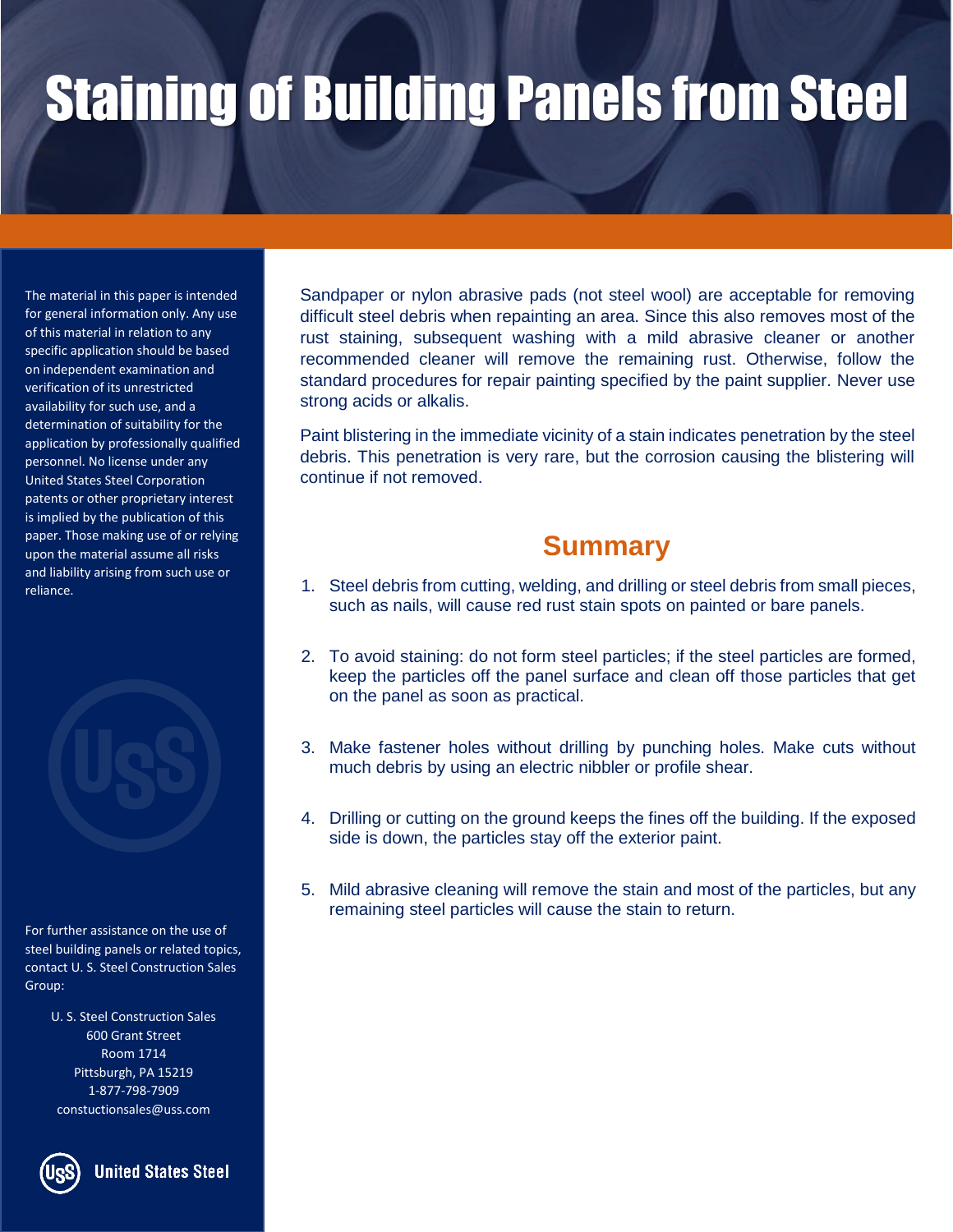# Staining of Building Panels from Steel

Sandpaper or nylon abrasive pads (not steel wool) are acceptable for removing difficult steel debris when repainting an area. Since this also removes most of the rust staining, subsequent washing with a mild abrasive cleaner or another recommended cleaner will remove the remaining rust. Otherwise, follow the standard procedures for repair painting specified by the paint supplier. Never use strong acids or alkalis.

Paint blistering in the immediate vicinity of a stain indicates penetration by the steel debris. This penetration is very rare, but the corrosion causing the blistering will continue if not removed.

## Summary

1. Steel debris from cutting, welding, and drilling or steel debris from small pieces, such as nails, will cause red rust stain spots on painted or bare panels.
2. To avoid staining: do not form steel particles; if the steel particles are formed, keep the particles off the panel surface and clean off those particles that get on the panel as soon as practical.
3. Make fastener holes without drilling by punching holes. Make cuts without much debris by using an electric nibbler or profile shear.
4. Drilling or cutting on the ground keeps the fines off the building. If the exposed side is down, the particles stay off the exterior paint.
5. Mild abrasive cleaning will remove the stain and most of the particles, but any remaining steel particles will cause the stain to return.

The material in this paper is intended for general information only. Any use of this material in relation to any specific application should be based on independent examination and verification of its unrestricted availability for such use, and a determination of suitability for the application by professionally qualified personnel. No license under any United States Steel Corporation patents or other proprietary interest is implied by the publication of this paper. Those making use of or relying upon the material assume all risks and liability arising from such use or reliance.

For further assistance on the use of steel building panels or related topics, contact U. S. Steel Construction Sales Group:

U. S. Steel Construction Sales
600 Grant Street
Room 1714
Pittsburgh, PA 15219
1-877-798-7909
constuctionsales@uss.com

United States Steel